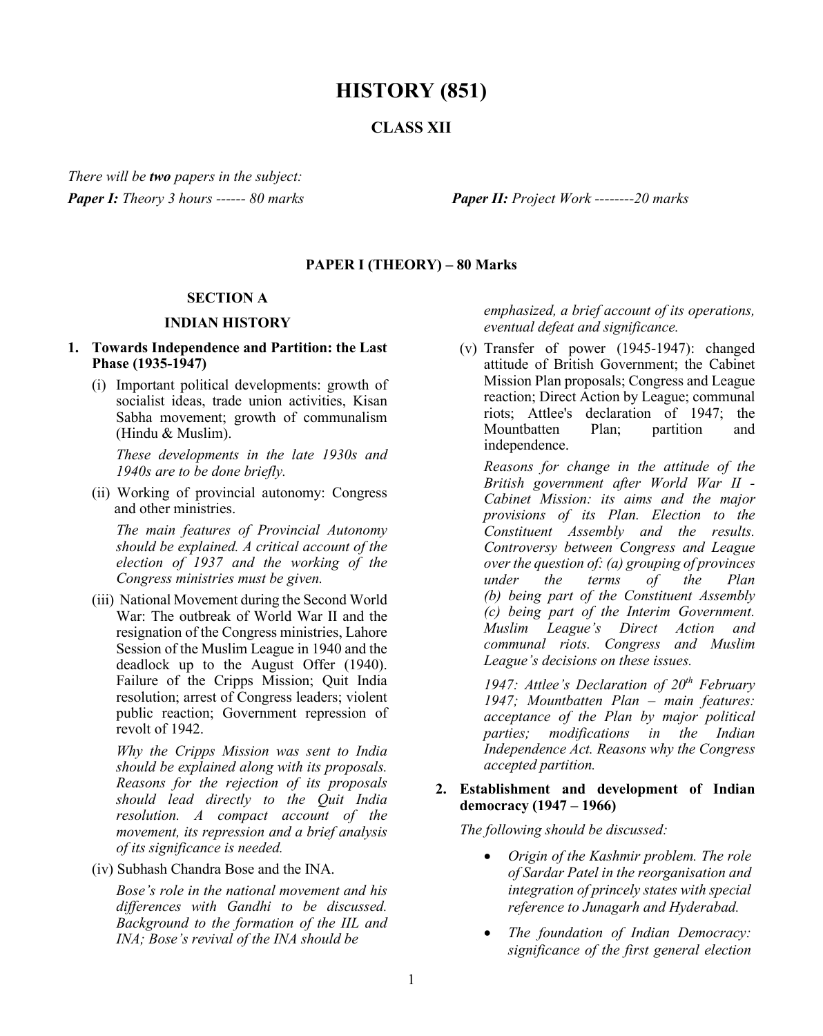# HISTORY (851)

## CLASS XII

*There will be **two** papers in the subject:*

***Paper I:** Theory 3 hours ------ 80 marks* ***Paper II:** Project Work --------20 marks*

### PAPER I (THEORY) – 80 Marks

### SECTION A

### INDIAN HISTORY

**1. Towards Independence and Partition: the Last Phase (1935-1947)**

(i) Important political developments: growth of socialist ideas, trade union activities, Kisan Sabha movement; growth of communalism (Hindu & Muslim).

*These developments in the late 1930s and 1940s are to be done briefly.*

(ii) Working of provincial autonomy: Congress and other ministries.

*The main features of Provincial Autonomy should be explained. A critical account of the election of 1937 and the working of the Congress ministries must be given.*

(iii) National Movement during the Second World War: The outbreak of World War II and the resignation of the Congress ministries, Lahore Session of the Muslim League in 1940 and the deadlock up to the August Offer (1940). Failure of the Cripps Mission; Quit India resolution; arrest of Congress leaders; violent public reaction; Government repression of revolt of 1942.

*Why the Cripps Mission was sent to India should be explained along with its proposals. Reasons for the rejection of its proposals should lead directly to the Quit India resolution. A compact account of the movement, its repression and a brief analysis of its significance is needed.*

(iv) Subhash Chandra Bose and the INA.

*Bose's role in the national movement and his differences with Gandhi to be discussed. Background to the formation of the IIL and INA; Bose's revival of the INA should be emphasized, a brief account of its operations, eventual defeat and significance.*

(v) Transfer of power (1945-1947): changed attitude of British Government; the Cabinet Mission Plan proposals; Congress and League reaction; Direct Action by League; communal riots; Attlee's declaration of 1947; the Mountbatten Plan; partition and independence.

*Reasons for change in the attitude of the British government after World War II - Cabinet Mission: its aims and the major provisions of its Plan. Election to the Constituent Assembly and the results. Controversy between Congress and League over the question of: (a) grouping of provinces under the terms of the Plan (b) being part of the Constituent Assembly (c) being part of the Interim Government. Muslim League's Direct Action and communal riots. Congress and Muslim League's decisions on these issues.*

*1947: Attlee's Declaration of 20th February 1947; Mountbatten Plan – main features: acceptance of the Plan by major political parties; modifications in the Indian Independence Act. Reasons why the Congress accepted partition.*

**2. Establishment and development of Indian democracy (1947 – 1966)**

*The following should be discussed:*

- *Origin of the Kashmir problem. The role of Sardar Patel in the reorganisation and integration of princely states with special reference to Junagarh and Hyderabad.*
- *The foundation of Indian Democracy: significance of the first general election*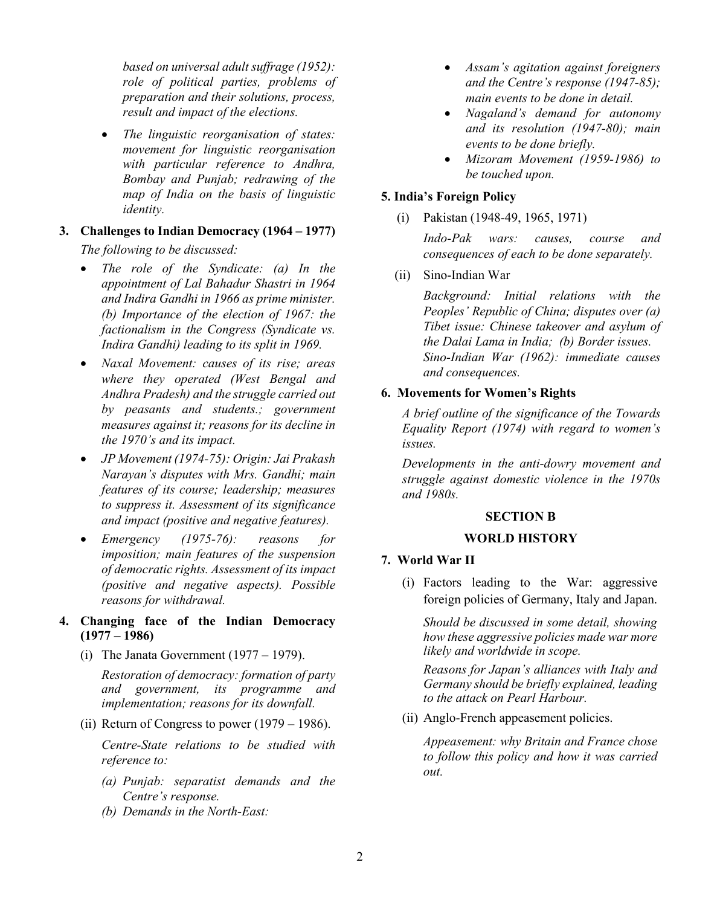*based on universal adult suffrage (1952): role of political parties, problems of preparation and their solutions, process, result and impact of the elections.*

- *The linguistic reorganisation of states: movement for linguistic reorganisation with particular reference to Andhra, Bombay and Punjab; redrawing of the map of India on the basis of linguistic identity.*

**3. Challenges to Indian Democracy (1964 – 1977)**

*The following to be discussed:*

- *The role of the Syndicate: (a) In the appointment of Lal Bahadur Shastri in 1964 and Indira Gandhi in 1966 as prime minister. (b) Importance of the election of 1967: the factionalism in the Congress (Syndicate vs. Indira Gandhi) leading to its split in 1969.*
- *Naxal Movement: causes of its rise; areas where they operated (West Bengal and Andhra Pradesh) and the struggle carried out by peasants and students.; government measures against it; reasons for its decline in the 1970's and its impact.*
- *JP Movement (1974-75): Origin: Jai Prakash Narayan's disputes with Mrs. Gandhi; main features of its course; leadership; measures to suppress it. Assessment of its significance and impact (positive and negative features).*
- *Emergency (1975-76): reasons for imposition; main features of the suspension of democratic rights. Assessment of its impact (positive and negative aspects). Possible reasons for withdrawal.*

**4. Changing face of the Indian Democracy (1977 – 1986)**

(i) The Janata Government (1977 – 1979).

*Restoration of democracy: formation of party and government, its programme and implementation; reasons for its downfall.*

(ii) Return of Congress to power (1979 – 1986).

*Centre-State relations to be studied with reference to:*

*(a) Punjab: separatist demands and the Centre's response.*

*(b) Demands in the North-East:*

- *Assam's agitation against foreigners and the Centre's response (1947-85); main events to be done in detail.*
- *Nagaland's demand for autonomy and its resolution (1947-80); main events to be done briefly.*
- *Mizoram Movement (1959-1986) to be touched upon.*

**5. India's Foreign Policy**

(i) Pakistan (1948-49, 1965, 1971)

*Indo-Pak wars: causes, course and consequences of each to be done separately.*

(ii) Sino-Indian War

*Background: Initial relations with the Peoples' Republic of China; disputes over (a) Tibet issue: Chinese takeover and asylum of the Dalai Lama in India; (b) Border issues. Sino-Indian War (1962): immediate causes and consequences.*

**6. Movements for Women's Rights**

*A brief outline of the significance of the Towards Equality Report (1974) with regard to women's issues.*

*Developments in the anti-dowry movement and struggle against domestic violence in the 1970s and 1980s.*

## SECTION B

## WORLD HISTORY

**7. World War II**

(i) Factors leading to the War: aggressive foreign policies of Germany, Italy and Japan.

*Should be discussed in some detail, showing how these aggressive policies made war more likely and worldwide in scope.*

*Reasons for Japan's alliances with Italy and Germany should be briefly explained, leading to the attack on Pearl Harbour.*

(ii) Anglo-French appeasement policies.

*Appeasement: why Britain and France chose to follow this policy and how it was carried out.*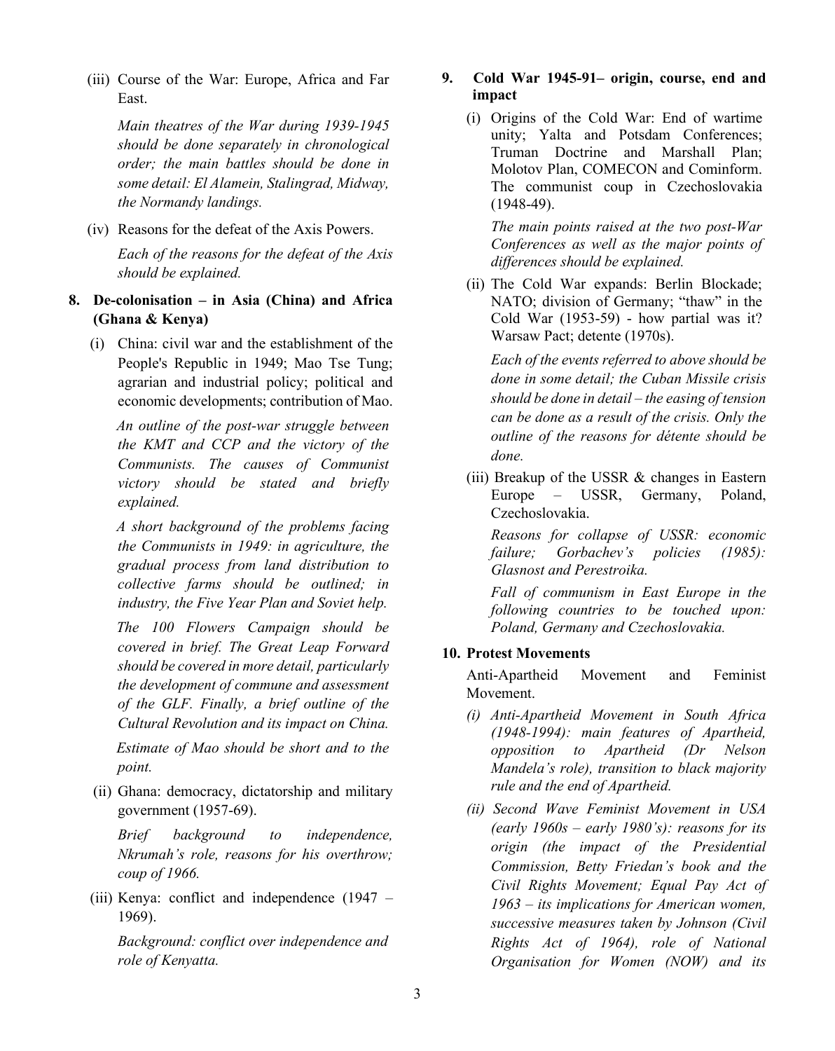(iii) Course of the War: Europe, Africa and Far East.

*Main theatres of the War during 1939-1945 should be done separately in chronological order; the main battles should be done in some detail: El Alamein, Stalingrad, Midway, the Normandy landings.*

(iv) Reasons for the defeat of the Axis Powers.

*Each of the reasons for the defeat of the Axis should be explained.*

**8. De-colonisation – in Asia (China) and Africa (Ghana & Kenya)**

(i) China: civil war and the establishment of the People's Republic in 1949; Mao Tse Tung; agrarian and industrial policy; political and economic developments; contribution of Mao.

*An outline of the post-war struggle between the KMT and CCP and the victory of the Communists. The causes of Communist victory should be stated and briefly explained.*

*A short background of the problems facing the Communists in 1949: in agriculture, the gradual process from land distribution to collective farms should be outlined; in industry, the Five Year Plan and Soviet help.*

*The 100 Flowers Campaign should be covered in brief. The Great Leap Forward should be covered in more detail, particularly the development of commune and assessment of the GLF. Finally, a brief outline of the Cultural Revolution and its impact on China.*

*Estimate of Mao should be short and to the point.*

(ii) Ghana: democracy, dictatorship and military government (1957-69).

*Brief background to independence, Nkrumah's role, reasons for his overthrow; coup of 1966.*

(iii) Kenya: conflict and independence (1947 – 1969).

*Background: conflict over independence and role of Kenyatta.*

**9. Cold War 1945-91– origin, course, end and impact**

(i) Origins of the Cold War: End of wartime unity; Yalta and Potsdam Conferences; Truman Doctrine and Marshall Plan; Molotov Plan, COMECON and Cominform. The communist coup in Czechoslovakia (1948-49).

*The main points raised at the two post-War Conferences as well as the major points of differences should be explained.*

(ii) The Cold War expands: Berlin Blockade; NATO; division of Germany; "thaw" in the Cold War (1953-59) - how partial was it? Warsaw Pact; detente (1970s).

*Each of the events referred to above should be done in some detail; the Cuban Missile crisis should be done in detail – the easing of tension can be done as a result of the crisis. Only the outline of the reasons for détente should be done.*

(iii) Breakup of the USSR & changes in Eastern Europe – USSR, Germany, Poland, Czechoslovakia.

*Reasons for collapse of USSR: economic failure; Gorbachev's policies (1985): Glasnost and Perestroika.*

*Fall of communism in East Europe in the following countries to be touched upon: Poland, Germany and Czechoslovakia.*

**10. Protest Movements**

Anti-Apartheid Movement and Feminist Movement.

*(i) Anti-Apartheid Movement in South Africa (1948-1994): main features of Apartheid, opposition to Apartheid (Dr Nelson Mandela's role), transition to black majority rule and the end of Apartheid.*

*(ii) Second Wave Feminist Movement in USA (early 1960s – early 1980's): reasons for its origin (the impact of the Presidential Commission, Betty Friedan's book and the Civil Rights Movement; Equal Pay Act of 1963 – its implications for American women, successive measures taken by Johnson (Civil Rights Act of 1964), role of National Organisation for Women (NOW) and its*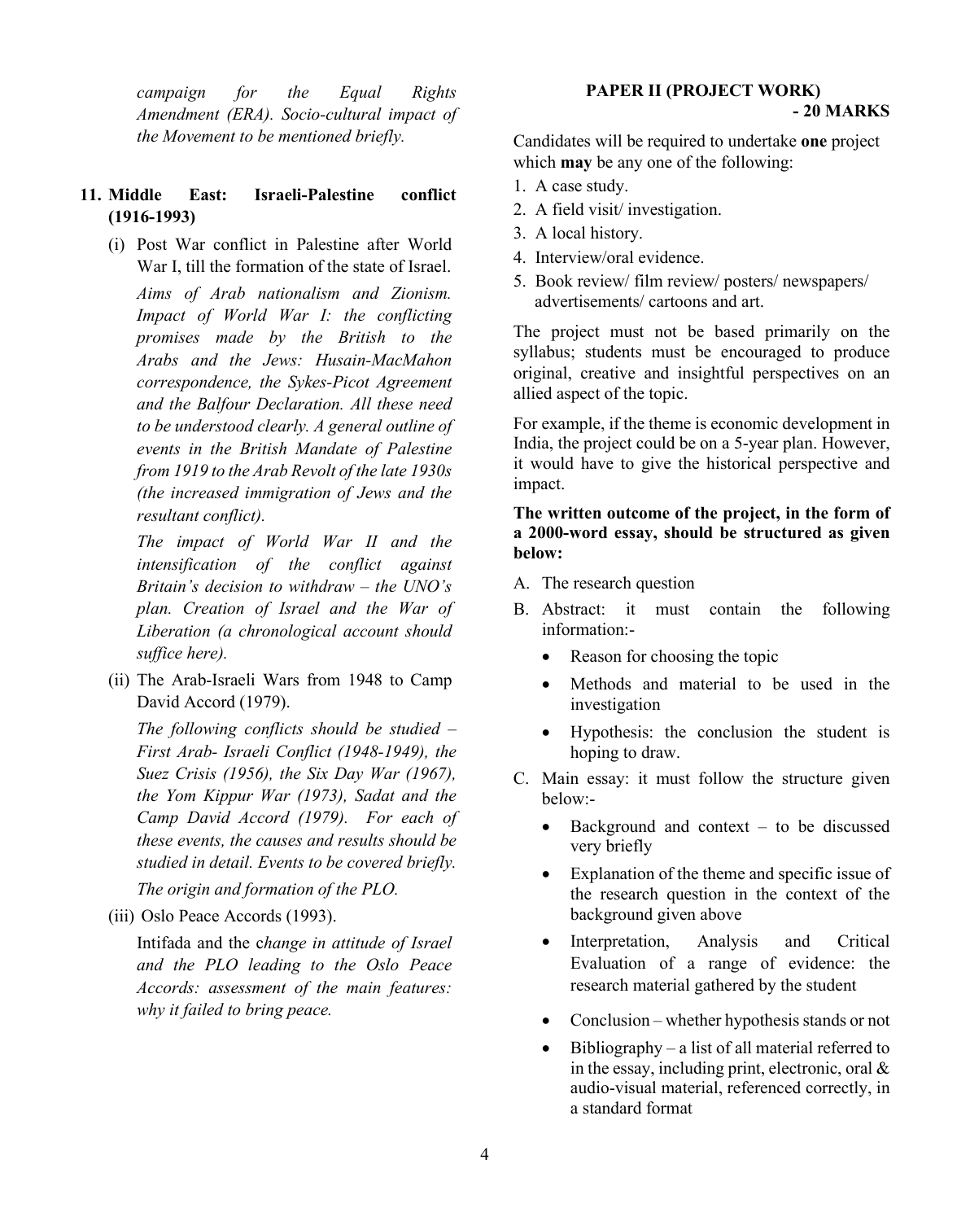*campaign for the Equal Rights Amendment (ERA). Socio-cultural impact of the Movement to be mentioned briefly.*

**11. Middle East: Israeli-Palestine conflict (1916-1993)**

(i) Post War conflict in Palestine after World War I, till the formation of the state of Israel.

*Aims of Arab nationalism and Zionism. Impact of World War I: the conflicting promises made by the British to the Arabs and the Jews: Husain-MacMahon correspondence, the Sykes-Picot Agreement and the Balfour Declaration. All these need to be understood clearly. A general outline of events in the British Mandate of Palestine from 1919 to the Arab Revolt of the late 1930s (the increased immigration of Jews and the resultant conflict).*

*The impact of World War II and the intensification of the conflict against Britain's decision to withdraw – the UNO's plan. Creation of Israel and the War of Liberation (a chronological account should suffice here).*

(ii) The Arab-Israeli Wars from 1948 to Camp David Accord (1979).

*The following conflicts should be studied – First Arab- Israeli Conflict (1948-1949), the Suez Crisis (1956), the Six Day War (1967), the Yom Kippur War (1973), Sadat and the Camp David Accord (1979). For each of these events, the causes and results should be studied in detail. Events to be covered briefly.*

*The origin and formation of the PLO.*

(iii) Oslo Peace Accords (1993).

Intifada and the c*hange in attitude of Israel and the PLO leading to the Oslo Peace Accords: assessment of the main features: why it failed to bring peace.*

**PAPER II (PROJECT WORK) - 20 MARKS**

Candidates will be required to undertake **one** project which **may** be any one of the following:

1. A case study.
2. A field visit/ investigation.
3. A local history.
4. Interview/oral evidence.
5. Book review/ film review/ posters/ newspapers/ advertisements/ cartoons and art.

The project must not be based primarily on the syllabus; students must be encouraged to produce original, creative and insightful perspectives on an allied aspect of the topic.

For example, if the theme is economic development in India, the project could be on a 5-year plan. However, it would have to give the historical perspective and impact.

**The written outcome of the project, in the form of a 2000-word essay, should be structured as given below:**

A. The research question

B. Abstract: it must contain the following information:-
   - Reason for choosing the topic
   - Methods and material to be used in the investigation
   - Hypothesis: the conclusion the student is hoping to draw.

C. Main essay: it must follow the structure given below:-
   - Background and context – to be discussed very briefly
   - Explanation of the theme and specific issue of the research question in the context of the background given above
   - Interpretation, Analysis and Critical Evaluation of a range of evidence: the research material gathered by the student
   - Conclusion – whether hypothesis stands or not
   - Bibliography – a list of all material referred to in the essay, including print, electronic, oral & audio-visual material, referenced correctly, in a standard format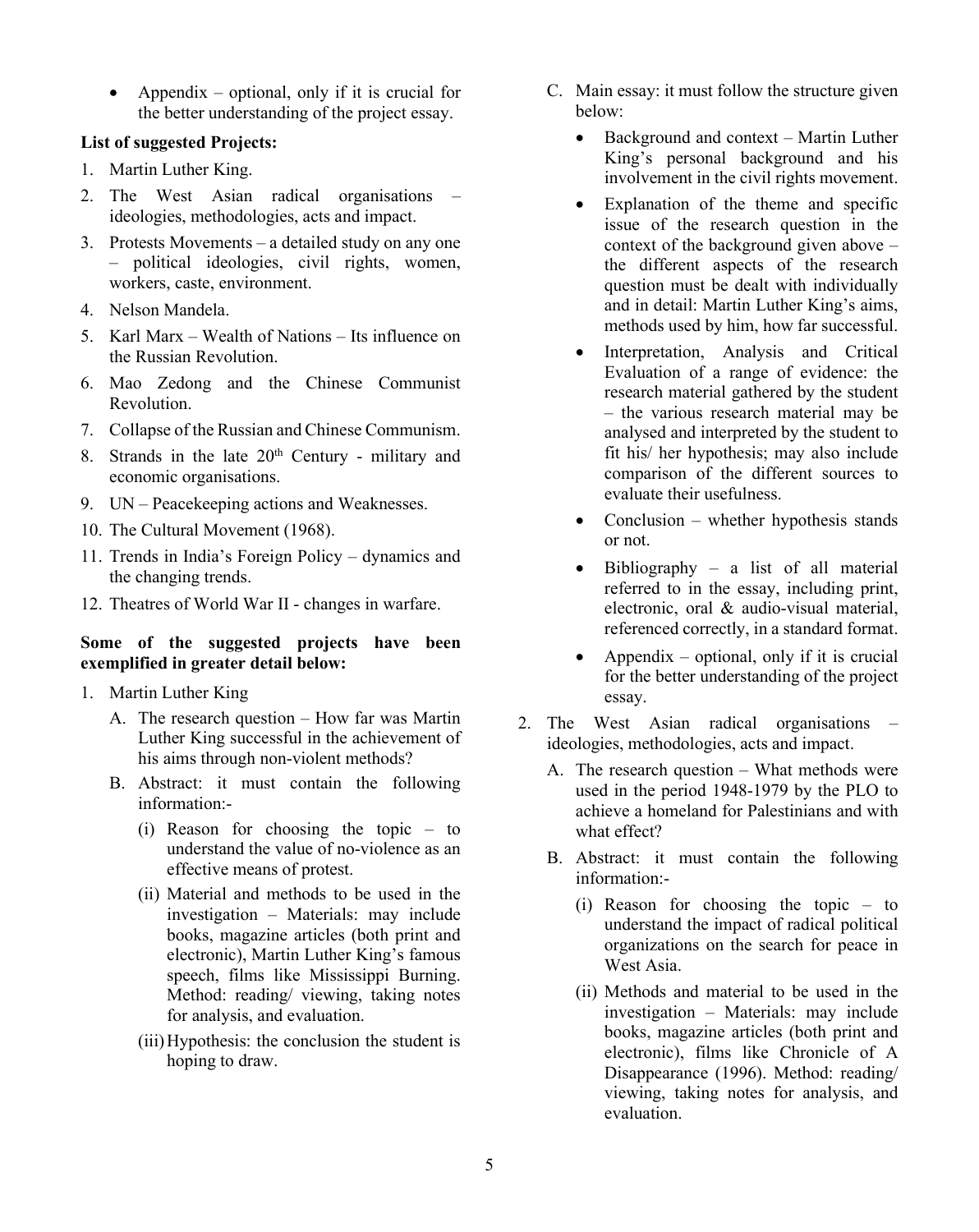- Appendix – optional, only if it is crucial for the better understanding of the project essay.

**List of suggested Projects:**

1. Martin Luther King.
2. The West Asian radical organisations – ideologies, methodologies, acts and impact.
3. Protests Movements – a detailed study on any one – political ideologies, civil rights, women, workers, caste, environment.
4. Nelson Mandela.
5. Karl Marx – Wealth of Nations – Its influence on the Russian Revolution.
6. Mao Zedong and the Chinese Communist Revolution.
7. Collapse of the Russian and Chinese Communism.
8. Strands in the late 20th Century - military and economic organisations.
9. UN – Peacekeeping actions and Weaknesses.
10. The Cultural Movement (1968).
11. Trends in India's Foreign Policy – dynamics and the changing trends.
12. Theatres of World War II - changes in warfare.

**Some of the suggested projects have been exemplified in greater detail below:**

1. Martin Luther King
   - A. The research question – How far was Martin Luther King successful in the achievement of his aims through non-violent methods?
   - B. Abstract: it must contain the following information:-
     - (i) Reason for choosing the topic – to understand the value of no-violence as an effective means of protest.
     - (ii) Material and methods to be used in the investigation – Materials: may include books, magazine articles (both print and electronic), Martin Luther King's famous speech, films like Mississippi Burning. Method: reading/ viewing, taking notes for analysis, and evaluation.
     - (iii) Hypothesis: the conclusion the student is hoping to draw.
   - C. Main essay: it must follow the structure given below:
     - Background and context – Martin Luther King's personal background and his involvement in the civil rights movement.
     - Explanation of the theme and specific issue of the research question in the context of the background given above – the different aspects of the research question must be dealt with individually and in detail: Martin Luther King's aims, methods used by him, how far successful.
     - Interpretation, Analysis and Critical Evaluation of a range of evidence: the research material gathered by the student – the various research material may be analysed and interpreted by the student to fit his/ her hypothesis; may also include comparison of the different sources to evaluate their usefulness.
     - Conclusion – whether hypothesis stands or not.
     - Bibliography – a list of all material referred to in the essay, including print, electronic, oral & audio-visual material, referenced correctly, in a standard format.
     - Appendix – optional, only if it is crucial for the better understanding of the project essay.
2. The West Asian radical organisations – ideologies, methodologies, acts and impact.
   - A. The research question – What methods were used in the period 1948-1979 by the PLO to achieve a homeland for Palestinians and with what effect?
   - B. Abstract: it must contain the following information:-
     - (i) Reason for choosing the topic – to understand the impact of radical political organizations on the search for peace in West Asia.
     - (ii) Methods and material to be used in the investigation – Materials: may include books, magazine articles (both print and electronic), films like Chronicle of A Disappearance (1996). Method: reading/ viewing, taking notes for analysis, and evaluation.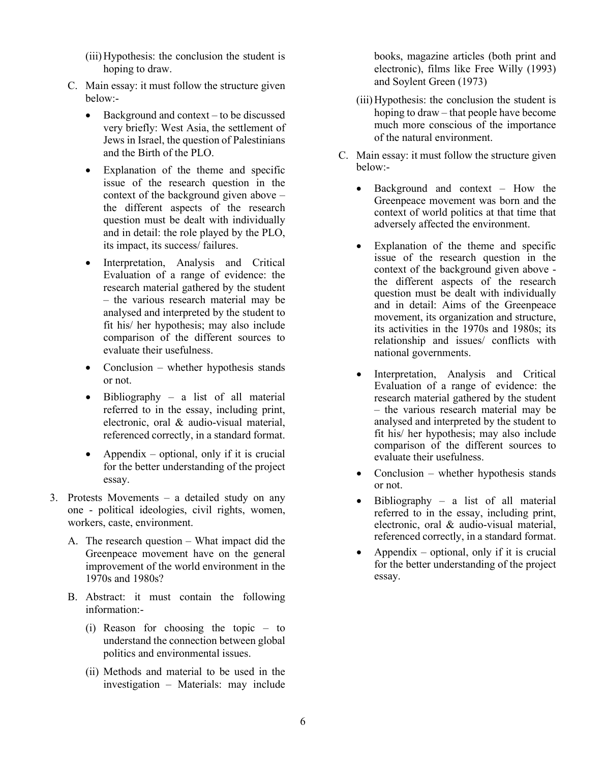(iii) Hypothesis: the conclusion the student is hoping to draw.

C. Main essay: it must follow the structure given below:-

- Background and context – to be discussed very briefly: West Asia, the settlement of Jews in Israel, the question of Palestinians and the Birth of the PLO.
- Explanation of the theme and specific issue of the research question in the context of the background given above – the different aspects of the research question must be dealt with individually and in detail: the role played by the PLO, its impact, its success/ failures.
- Interpretation, Analysis and Critical Evaluation of a range of evidence: the research material gathered by the student – the various research material may be analysed and interpreted by the student to fit his/ her hypothesis; may also include comparison of the different sources to evaluate their usefulness.
- Conclusion – whether hypothesis stands or not.
- Bibliography – a list of all material referred to in the essay, including print, electronic, oral & audio-visual material, referenced correctly, in a standard format.
- Appendix – optional, only if it is crucial for the better understanding of the project essay.

3. Protests Movements – a detailed study on any one - political ideologies, civil rights, women, workers, caste, environment.

A. The research question – What impact did the Greenpeace movement have on the general improvement of the world environment in the 1970s and 1980s?

B. Abstract: it must contain the following information:-

(i) Reason for choosing the topic – to understand the connection between global politics and environmental issues.

(ii) Methods and material to be used in the investigation – Materials: may include books, magazine articles (both print and electronic), films like Free Willy (1993) and Soylent Green (1973)

(iii) Hypothesis: the conclusion the student is hoping to draw – that people have become much more conscious of the importance of the natural environment.

C. Main essay: it must follow the structure given below:-

- Background and context – How the Greenpeace movement was born and the context of world politics at that time that adversely affected the environment.
- Explanation of the theme and specific issue of the research question in the context of the background given above - the different aspects of the research question must be dealt with individually and in detail: Aims of the Greenpeace movement, its organization and structure, its activities in the 1970s and 1980s; its relationship and issues/ conflicts with national governments.
- Interpretation, Analysis and Critical Evaluation of a range of evidence: the research material gathered by the student – the various research material may be analysed and interpreted by the student to fit his/ her hypothesis; may also include comparison of the different sources to evaluate their usefulness.
- Conclusion – whether hypothesis stands or not.
- Bibliography – a list of all material referred to in the essay, including print, electronic, oral & audio-visual material, referenced correctly, in a standard format.
- Appendix – optional, only if it is crucial for the better understanding of the project essay.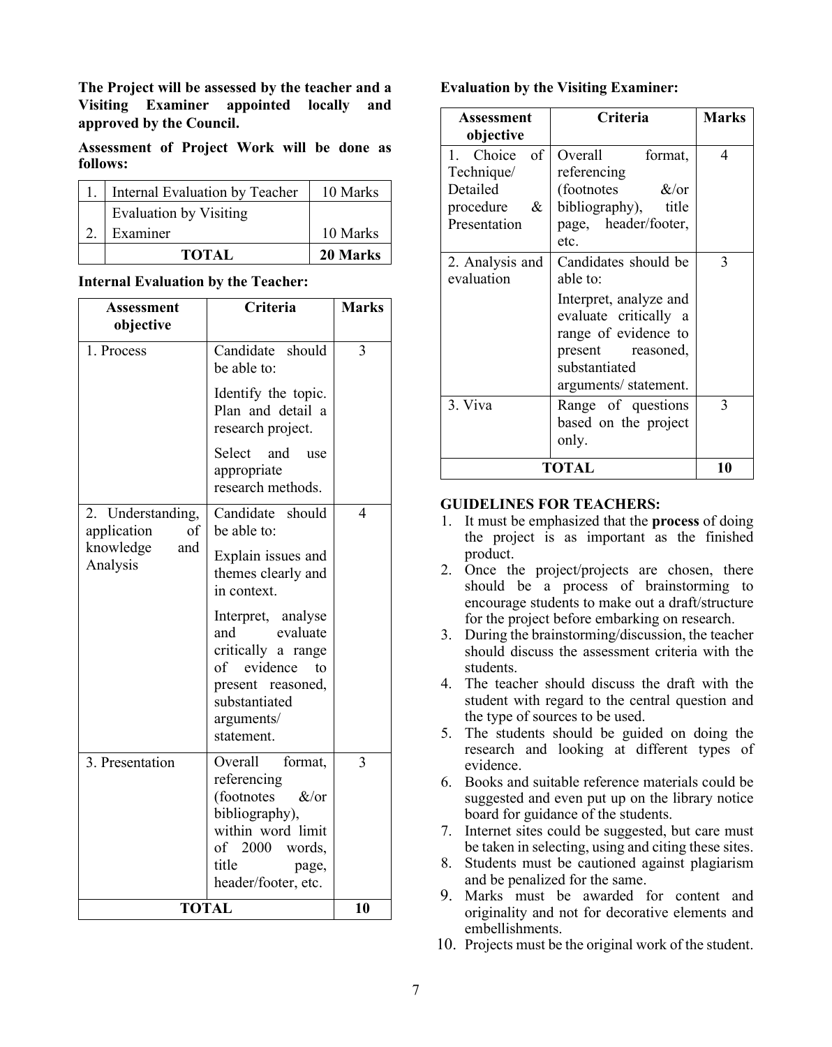**The Project will be assessed by the teacher and a Visiting Examiner appointed locally and approved by the Council.**

**Assessment of Project Work will be done as follows:**

| | | |
|---|---|---|
| 1. | Internal Evaluation by Teacher | 10 Marks |
| 2. | Evaluation by Visiting Examiner | 10 Marks |
| | **TOTAL** | **20 Marks** |

**Internal Evaluation by the Teacher:**

| Assessment objective | Criteria | Marks |
|---|---|---|
| 1. Process | Candidate should be able to: Identify the topic. Plan and detail a research project. Select and use appropriate research methods. | 3 |
| 2. Understanding, application of knowledge and Analysis | Candidate should be able to: Explain issues and themes clearly and in context. Interpret, analyse and evaluate critically a range of evidence to present reasoned, substantiated arguments/ statement. | 4 |
| 3. Presentation | Overall format, referencing (footnotes &/or bibliography), within word limit of 2000 words, title page, header/footer, etc. | 3 |
| **TOTAL** | | **10** |

**Evaluation by the Visiting Examiner:**

| Assessment objective | Criteria | Marks |
|---|---|---|
| 1. Choice of Technique/ Detailed procedure & Presentation | Overall format, referencing (footnotes &/or bibliography), title page, header/footer, etc. | 4 |
| 2. Analysis and evaluation | Candidates should be able to: Interpret, analyze and evaluate critically a range of evidence to present reasoned, substantiated arguments/ statement. | 3 |
| 3. Viva | Range of questions based on the project only. | 3 |
| **TOTAL** | | **10** |

**GUIDELINES FOR TEACHERS:**

1. It must be emphasized that the **process** of doing the project is as important as the finished product.
2. Once the project/projects are chosen, there should be a process of brainstorming to encourage students to make out a draft/structure for the project before embarking on research.
3. During the brainstorming/discussion, the teacher should discuss the assessment criteria with the students.
4. The teacher should discuss the draft with the student with regard to the central question and the type of sources to be used.
5. The students should be guided on doing the research and looking at different types of evidence.
6. Books and suitable reference materials could be suggested and even put up on the library notice board for guidance of the students.
7. Internet sites could be suggested, but care must be taken in selecting, using and citing these sites.
8. Students must be cautioned against plagiarism and be penalized for the same.
9. Marks must be awarded for content and originality and not for decorative elements and embellishments.
10. Projects must be the original work of the student.